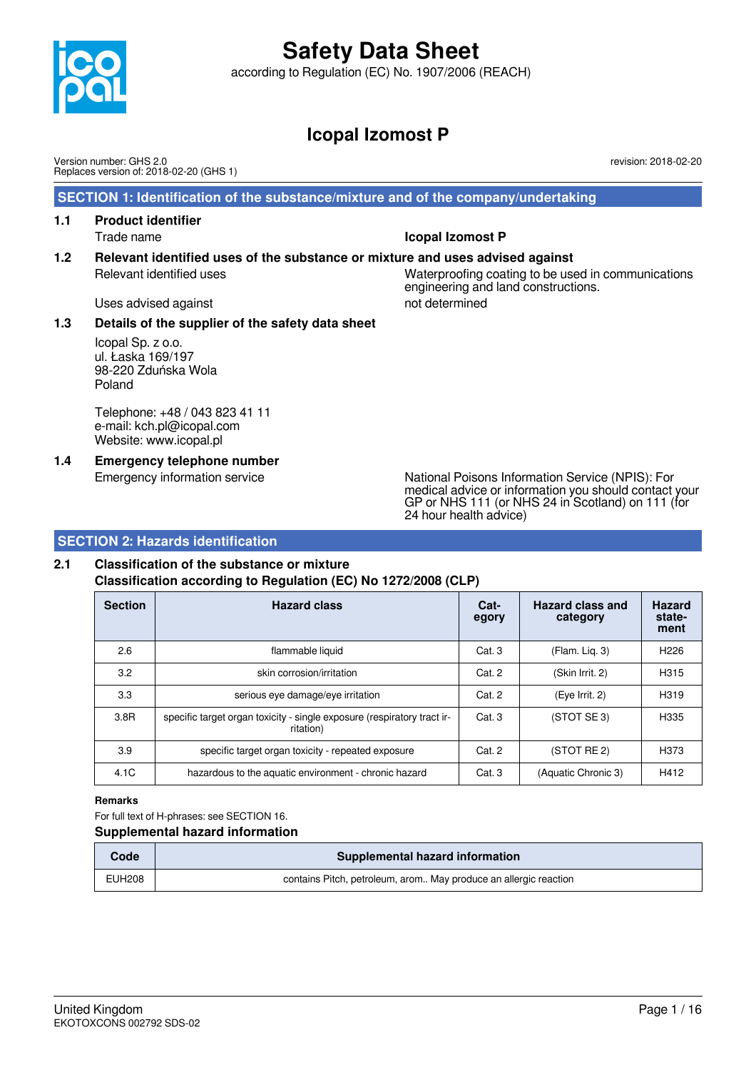# Safety Data Sheet

according to Regulation (EC) No. 1907/2006 (REACH)

## Icopal Izomost P

Version number: GHS 2.0
Replaces version of: 2018-02-20 (GHS 1)

revision: 2018-02-20

## SECTION 1: Identification of the substance/mixture and of the company/undertaking

### 1.1 Product identifier

Trade name: **Icopal Izomost P**

### 1.2 Relevant identified uses of the substance or mixture and uses advised against

Relevant identified uses: Waterproofing coating to be used in communications engineering and land constructions.

Uses advised against: not determined

### 1.3 Details of the supplier of the safety data sheet

Icopal Sp. z o.o.
ul. Łaska 169/197
98-220 Zduńska Wola
Poland

Telephone: +48 / 043 823 41 11
e-mail: kch.pl@icopal.com
Website: www.icopal.pl

### 1.4 Emergency telephone number

Emergency information service: National Poisons Information Service (NPIS): For medical advice or information you should contact your GP or NHS 111 (or NHS 24 in Scotland) on 111 (for 24 hour health advice)

## SECTION 2: Hazards identification

### 2.1 Classification of the substance or mixture

**Classification according to Regulation (EC) No 1272/2008 (CLP)**

| Section | Hazard class | Category | Hazard class and category | Hazard statement |
|---|---|---|---|---|
| 2.6 | flammable liquid | Cat. 3 | (Flam. Liq. 3) | H226 |
| 3.2 | skin corrosion/irritation | Cat. 2 | (Skin Irrit. 2) | H315 |
| 3.3 | serious eye damage/eye irritation | Cat. 2 | (Eye Irrit. 2) | H319 |
| 3.8R | specific target organ toxicity - single exposure (respiratory tract irritation) | Cat. 3 | (STOT SE 3) | H335 |
| 3.9 | specific target organ toxicity - repeated exposure | Cat. 2 | (STOT RE 2) | H373 |
| 4.1C | hazardous to the aquatic environment - chronic hazard | Cat. 3 | (Aquatic Chronic 3) | H412 |

**Remarks**

For full text of H-phrases: see SECTION 16.

**Supplemental hazard information**

| Code | Supplemental hazard information |
|---|---|
| EUH208 | contains Pitch, petroleum, arom.. May produce an allergic reaction |

United Kingdom
EKOTOXCONS 002792 SDS-02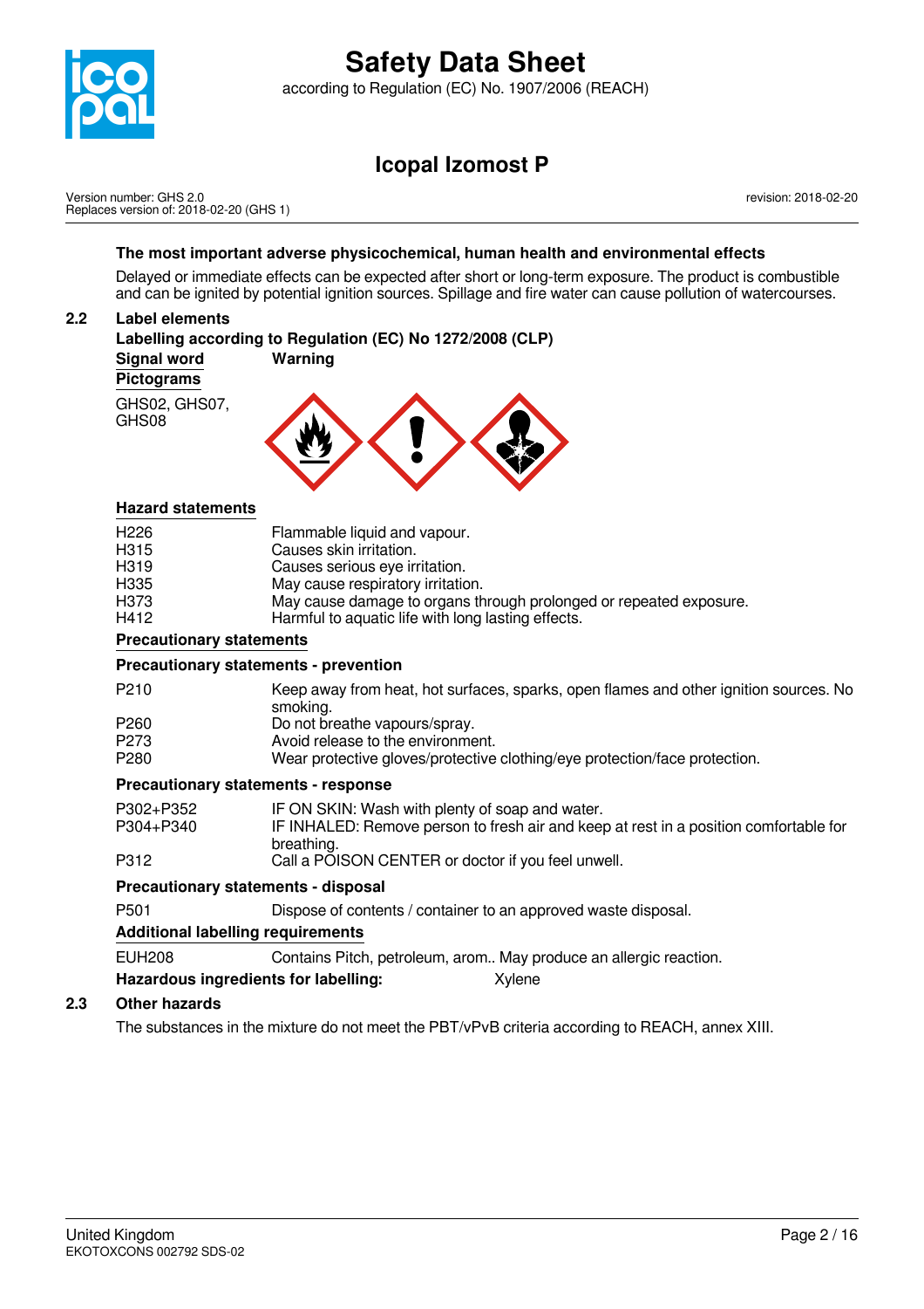**The most important adverse physicochemical, human health and environmental effects**

Delayed or immediate effects can be expected after short or long-term exposure. The product is combustible and can be ignited by potential ignition sources. Spillage and fire water can cause pollution of watercourses.

### 2.2 Label elements

**Labelling according to Regulation (EC) No 1272/2008 (CLP)**

**Signal word** **Warning**

**Pictograms**

GHS02, GHS07, GHS08

**Hazard statements**

| | |
|---|---|
| H226 | Flammable liquid and vapour. |
| H315 | Causes skin irritation. |
| H319 | Causes serious eye irritation. |
| H335 | May cause respiratory irritation. |
| H373 | May cause damage to organs through prolonged or repeated exposure. |
| H412 | Harmful to aquatic life with long lasting effects. |

**Precautionary statements**

**Precautionary statements - prevention**

| | |
|---|---|
| P210 | Keep away from heat, hot surfaces, sparks, open flames and other ignition sources. No smoking. |
| P260 | Do not breathe vapours/spray. |
| P273 | Avoid release to the environment. |
| P280 | Wear protective gloves/protective clothing/eye protection/face protection. |

**Precautionary statements - response**

| | |
|---|---|
| P302+P352 | IF ON SKIN: Wash with plenty of soap and water. |
| P304+P340 | IF INHALED: Remove person to fresh air and keep at rest in a position comfortable for breathing. |
| P312 | Call a POISON CENTER or doctor if you feel unwell. |

**Precautionary statements - disposal**

| | |
|---|---|
| P501 | Dispose of contents / container to an approved waste disposal. |

**Additional labelling requirements**

| | |
|---|---|
| EUH208 | Contains Pitch, petroleum, arom.. May produce an allergic reaction. |

**Hazardous ingredients for labelling:** Xylene

### 2.3 Other hazards

The substances in the mixture do not meet the PBT/vPvB criteria according to REACH, annex XIII.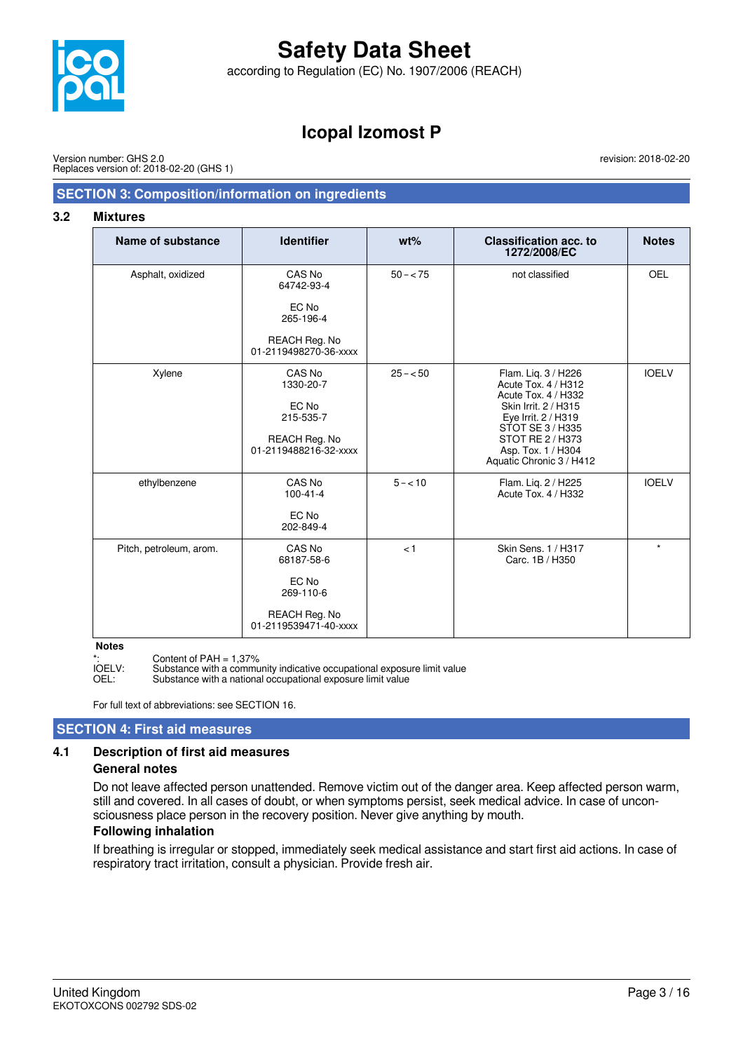## SECTION 3: Composition/information on ingredients

### 3.2 Mixtures

| Name of substance | Identifier | wt% | Classification acc. to 1272/2008/EC | Notes |
|---|---|---|---|---|
| Asphalt, oxidized | CAS No 64742-93-4<br><br>EC No 265-196-4<br><br>REACH Reg. No 01-2119498270-36-xxxx | 50 – < 75 | not classified | OEL |
| Xylene | CAS No 1330-20-7<br><br>EC No 215-535-7<br><br>REACH Reg. No 01-2119488216-32-xxxx | 25 – < 50 | Flam. Liq. 3 / H226<br>Acute Tox. 4 / H312<br>Acute Tox. 4 / H332<br>Skin Irrit. 2 / H315<br>Eye Irrit. 2 / H319<br>STOT SE 3 / H335<br>STOT RE 2 / H373<br>Asp. Tox. 1 / H304<br>Aquatic Chronic 3 / H412 | IOELV |
| ethylbenzene | CAS No 100-41-4<br><br>EC No 202-849-4 | 5 – < 10 | Flam. Liq. 2 / H225<br>Acute Tox. 4 / H332 | IOELV |
| Pitch, petroleum, arom. | CAS No 68187-58-6<br><br>EC No 269-110-6<br><br>REACH Reg. No 01-2119539471-40-xxxx | < 1 | Skin Sens. 1 / H317<br>Carc. 1B / H350 | * |

**Notes**

*: Content of PAH = 1,37%
IOELV: Substance with a community indicative occupational exposure limit value
OEL: Substance with a national occupational exposure limit value

For full text of abbreviations: see SECTION 16.

## SECTION 4: First aid measures

### 4.1 Description of first aid measures

**General notes**

Do not leave affected person unattended. Remove victim out of the danger area. Keep affected person warm, still and covered. In all cases of doubt, or when symptoms persist, seek medical advice. In case of unconsciousness place person in the recovery position. Never give anything by mouth.

**Following inhalation**

If breathing is irregular or stopped, immediately seek medical assistance and start first aid actions. In case of respiratory tract irritation, consult a physician. Provide fresh air.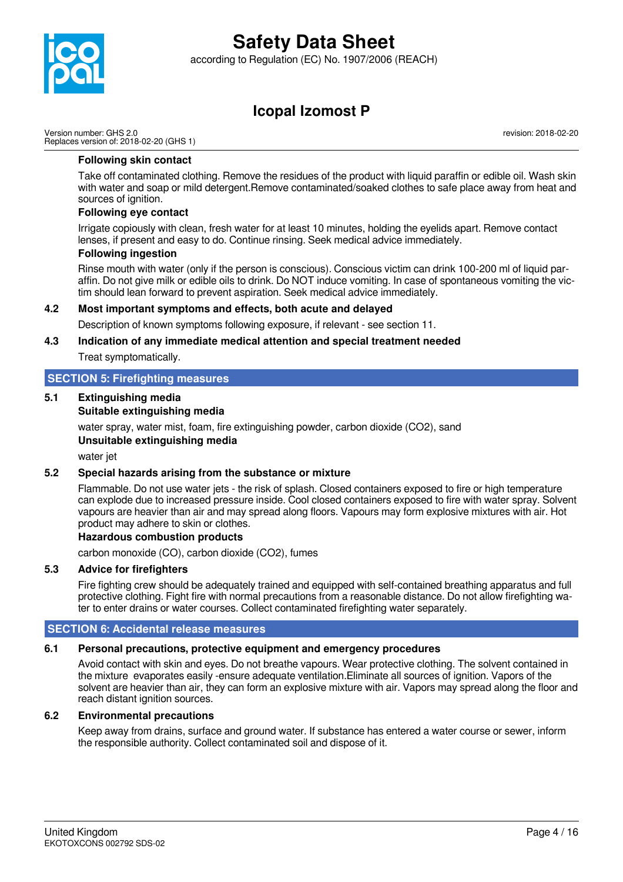**Following skin contact**

Take off contaminated clothing. Remove the residues of the product with liquid paraffin or edible oil. Wash skin with water and soap or mild detergent.Remove contaminated/soaked clothes to safe place away from heat and sources of ignition.

**Following eye contact**

Irrigate copiously with clean, fresh water for at least 10 minutes, holding the eyelids apart. Remove contact lenses, if present and easy to do. Continue rinsing. Seek medical advice immediately.

**Following ingestion**

Rinse mouth with water (only if the person is conscious). Conscious victim can drink 100-200 ml of liquid paraffin. Do not give milk or edible oils to drink. Do NOT induce vomiting. In case of spontaneous vomiting the victim should lean forward to prevent aspiration. Seek medical advice immediately.

### 4.2 Most important symptoms and effects, both acute and delayed

Description of known symptoms following exposure, if relevant - see section 11.

### 4.3 Indication of any immediate medical attention and special treatment needed

Treat symptomatically.

## SECTION 5: Firefighting measures

### 5.1 Extinguishing media

**Suitable extinguishing media**

water spray, water mist, foam, fire extinguishing powder, carbon dioxide ($CO_2$), sand

**Unsuitable extinguishing media**

water jet

### 5.2 Special hazards arising from the substance or mixture

Flammable. Do not use water jets - the risk of splash. Closed containers exposed to fire or high temperature can explode due to increased pressure inside. Cool closed containers exposed to fire with water spray. Solvent vapours are heavier than air and may spread along floors. Vapours may form explosive mixtures with air. Hot product may adhere to skin or clothes.

**Hazardous combustion products**

carbon monoxide (CO), carbon dioxide ($CO_2$), fumes

### 5.3 Advice for firefighters

Fire fighting crew should be adequately trained and equipped with self-contained breathing apparatus and full protective clothing. Fight fire with normal precautions from a reasonable distance. Do not allow firefighting water to enter drains or water courses. Collect contaminated firefighting water separately.

## SECTION 6: Accidental release measures

### 6.1 Personal precautions, protective equipment and emergency procedures

Avoid contact with skin and eyes. Do not breathe vapours. Wear protective clothing. The solvent contained in the mixture evaporates easily -ensure adequate ventilation.Eliminate all sources of ignition. Vapors of the solvent are heavier than air, they can form an explosive mixture with air. Vapors may spread along the floor and reach distant ignition sources.

### 6.2 Environmental precautions

Keep away from drains, surface and ground water. If substance has entered a water course or sewer, inform the responsible authority. Collect contaminated soil and dispose of it.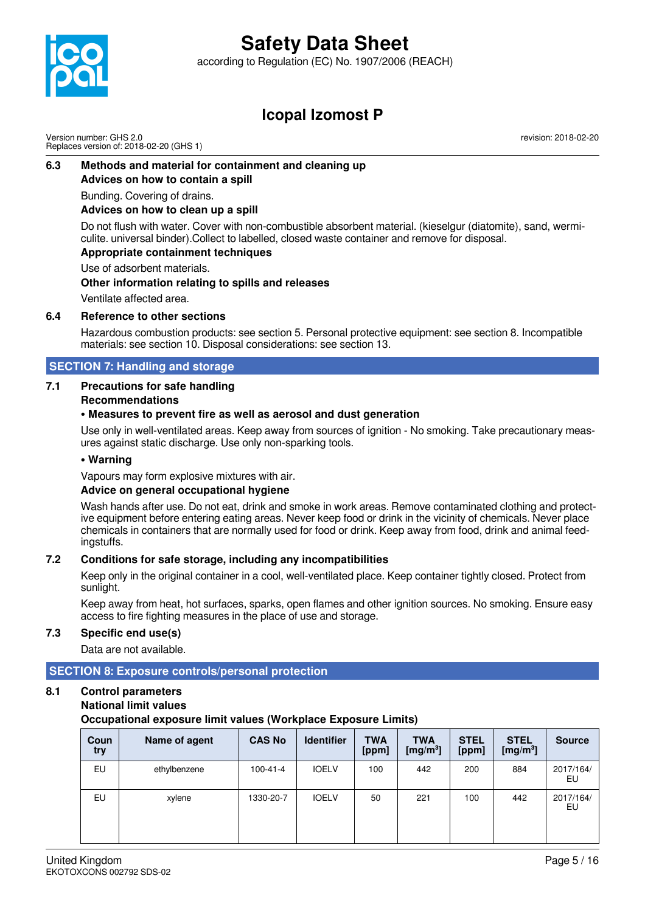### 6.3 Methods and material for containment and cleaning up

**Advices on how to contain a spill**

Bunding. Covering of drains.

**Advices on how to clean up a spill**

Do not flush with water. Cover with non-combustible absorbent material. (kieselgur (diatomite), sand, wermiculite. universal binder).Collect to labelled, closed waste container and remove for disposal.

**Appropriate containment techniques**

Use of adsorbent materials.

**Other information relating to spills and releases**

Ventilate affected area.

### 6.4 Reference to other sections

Hazardous combustion products: see section 5. Personal protective equipment: see section 8. Incompatible materials: see section 10. Disposal considerations: see section 13.

## SECTION 7: Handling and storage

### 7.1 Precautions for safe handling

**Recommendations**

**• Measures to prevent fire as well as aerosol and dust generation**

Use only in well-ventilated areas. Keep away from sources of ignition - No smoking. Take precautionary measures against static discharge. Use only non-sparking tools.

**• Warning**

Vapours may form explosive mixtures with air.

**Advice on general occupational hygiene**

Wash hands after use. Do not eat, drink and smoke in work areas. Remove contaminated clothing and protective equipment before entering eating areas. Never keep food or drink in the vicinity of chemicals. Never place chemicals in containers that are normally used for food or drink. Keep away from food, drink and animal feedingstuffs.

### 7.2 Conditions for safe storage, including any incompatibilities

Keep only in the original container in a cool, well-ventilated place. Keep container tightly closed. Protect from sunlight.

Keep away from heat, hot surfaces, sparks, open flames and other ignition sources. No smoking. Ensure easy access to fire fighting measures in the place of use and storage.

### 7.3 Specific end use(s)

Data are not available.

## SECTION 8: Exposure controls/personal protection

### 8.1 Control parameters

**National limit values**

**Occupational exposure limit values (Workplace Exposure Limits)**

| Country | Name of agent | CAS No | Identifier | TWA [ppm] | TWA [mg/m³] | STEL [ppm] | STEL [mg/m³] | Source |
|---|---|---|---|---|---|---|---|---|
| EU | ethylbenzene | 100-41-4 | IOELV | 100 | 442 | 200 | 884 | 2017/164/EU |
| EU | xylene | 1330-20-7 | IOELV | 50 | 221 | 100 | 442 | 2017/164/EU |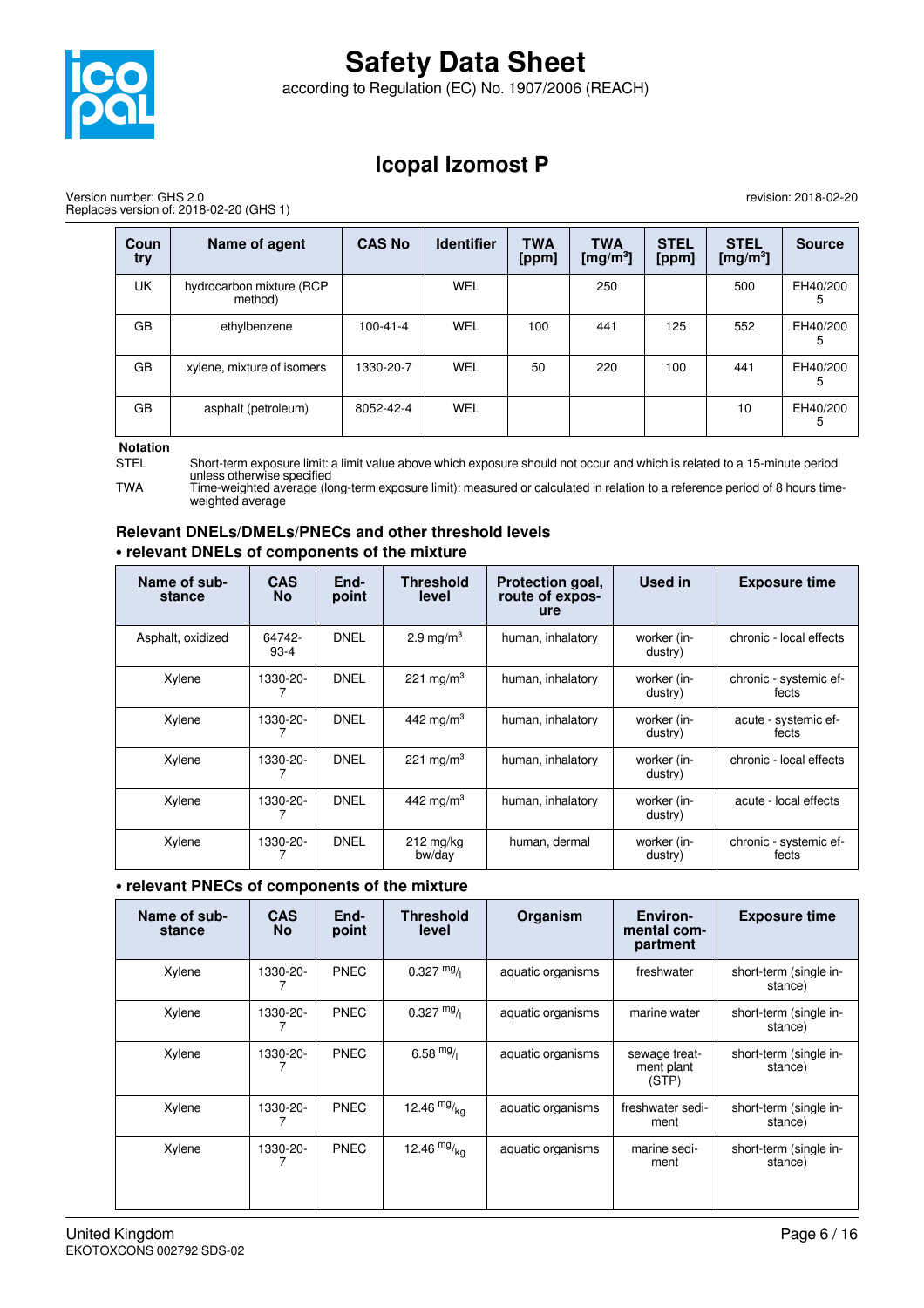| Country | Name of agent | CAS No | Identifier | TWA [ppm] | TWA [mg/m³] | STEL [ppm] | STEL [mg/m³] | Source |
|---|---|---|---|---|---|---|---|---|
| UK | hydrocarbon mixture (RCP method) | | WEL | | 250 | | 500 | EH40/2005 |
| GB | ethylbenzene | 100-41-4 | WEL | 100 | 441 | 125 | 552 | EH40/2005 |
| GB | xylene, mixture of isomers | 1330-20-7 | WEL | 50 | 220 | 100 | 441 | EH40/2005 |
| GB | asphalt (petroleum) | 8052-42-4 | WEL | | | | 10 | EH40/2005 |

**Notation**

STEL Short-term exposure limit: a limit value above which exposure should not occur and which is related to a 15-minute period unless otherwise specified

TWA Time-weighted average (long-term exposure limit): measured or calculated in relation to a reference period of 8 hours time-weighted average

### Relevant DNELs/DMELs/PNECs and other threshold levels

#### • relevant DNELs of components of the mixture

| Name of substance | CAS No | Endpoint | Threshold level | Protection goal, route of exposure | Used in | Exposure time |
|---|---|---|---|---|---|---|
| Asphalt, oxidized | 64742-93-4 | DNEL | 2.9 mg/m³ | human, inhalatory | worker (industry) | chronic - local effects |
| Xylene | 1330-20-7 | DNEL | 221 mg/m³ | human, inhalatory | worker (industry) | chronic - systemic effects |
| Xylene | 1330-20-7 | DNEL | 442 mg/m³ | human, inhalatory | worker (industry) | acute - systemic effects |
| Xylene | 1330-20-7 | DNEL | 221 mg/m³ | human, inhalatory | worker (industry) | chronic - local effects |
| Xylene | 1330-20-7 | DNEL | 442 mg/m³ | human, inhalatory | worker (industry) | acute - local effects |
| Xylene | 1330-20-7 | DNEL | 212 mg/kg bw/day | human, dermal | worker (industry) | chronic - systemic effects |

#### • relevant PNECs of components of the mixture

| Name of substance | CAS No | Endpoint | Threshold level | Organism | Environmental compartment | Exposure time |
|---|---|---|---|---|---|---|
| Xylene | 1330-20-7 | PNEC | 0.327 mg/l | aquatic organisms | freshwater | short-term (single instance) |
| Xylene | 1330-20-7 | PNEC | 0.327 mg/l | aquatic organisms | marine water | short-term (single instance) |
| Xylene | 1330-20-7 | PNEC | 6.58 mg/l | aquatic organisms | sewage treatment plant (STP) | short-term (single instance) |
| Xylene | 1330-20-7 | PNEC | 12.46 mg/kg | aquatic organisms | freshwater sediment | short-term (single instance) |
| Xylene | 1330-20-7 | PNEC | 12.46 mg/kg | aquatic organisms | marine sediment | short-term (single instance) |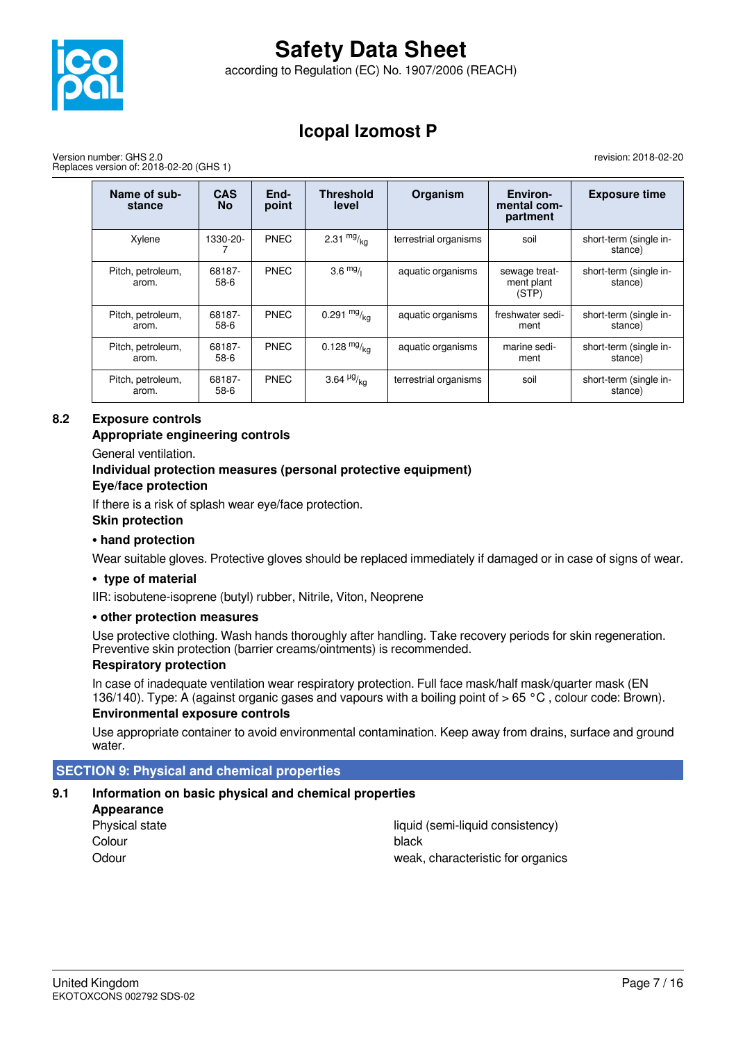| Name of substance | CAS No | Endpoint | Threshold level | Organism | Environmental compartment | Exposure time |
|---|---|---|---|---|---|---|
| Xylene | 1330-20-7 | PNEC | 2.31 $^{mg}/_{kg}$ | terrestrial organisms | soil | short-term (single instance) |
| Pitch, petroleum, arom. | 68187-58-6 | PNEC | 3.6 $^{mg}/_{l}$ | aquatic organisms | sewage treatment plant (STP) | short-term (single instance) |
| Pitch, petroleum, arom. | 68187-58-6 | PNEC | 0.291 $^{mg}/_{kg}$ | aquatic organisms | freshwater sediment | short-term (single instance) |
| Pitch, petroleum, arom. | 68187-58-6 | PNEC | 0.128 $^{mg}/_{kg}$ | aquatic organisms | marine sediment | short-term (single instance) |
| Pitch, petroleum, arom. | 68187-58-6 | PNEC | 3.64 $^{\mu g}/_{kg}$ | terrestrial organisms | soil | short-term (single instance) |

### 8.2 Exposure controls

**Appropriate engineering controls**

General ventilation.

**Individual protection measures (personal protective equipment)**

**Eye/face protection**

If there is a risk of splash wear eye/face protection.

**Skin protection**

**• hand protection**

Wear suitable gloves. Protective gloves should be replaced immediately if damaged or in case of signs of wear.

**• type of material**

IIR: isobutene-isoprene (butyl) rubber, Nitrile, Viton, Neoprene

**• other protection measures**

Use protective clothing. Wash hands thoroughly after handling. Take recovery periods for skin regeneration. Preventive skin protection (barrier creams/ointments) is recommended.

**Respiratory protection**

In case of inadequate ventilation wear respiratory protection. Full face mask/half mask/quarter mask (EN 136/140). Type: A (against organic gases and vapours with a boiling point of > 65 °C , colour code: Brown).

**Environmental exposure controls**

Use appropriate container to avoid environmental contamination. Keep away from drains, surface and ground water.

## SECTION 9: Physical and chemical properties

### 9.1 Information on basic physical and chemical properties

**Appearance**

| | |
|---|---|
| Physical state | liquid (semi-liquid consistency) |
| Colour | black |
| Odour | weak, characteristic for organics |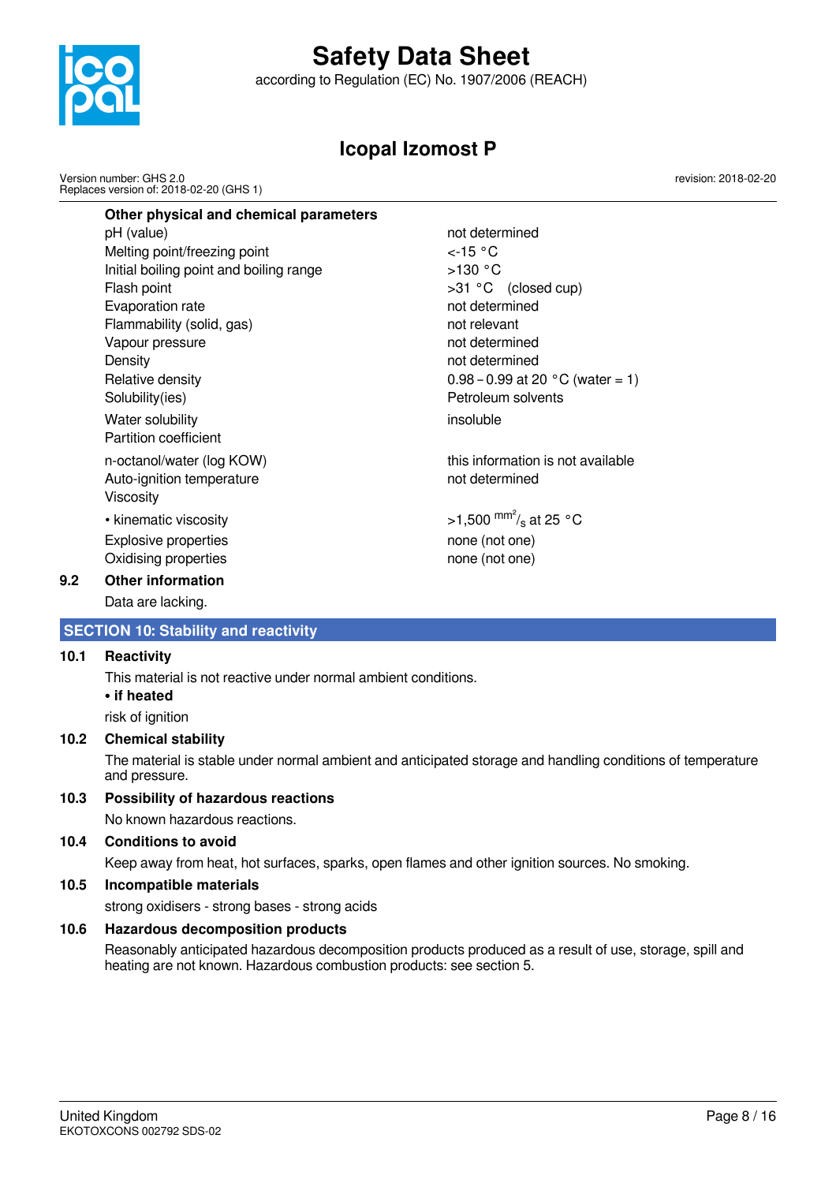**Other physical and chemical parameters**

| | |
|---|---|
| pH (value) | not determined |
| Melting point/freezing point | <-15 °C |
| Initial boiling point and boiling range | >130 °C |
| Flash point | >31 °C (closed cup) |
| Evaporation rate | not determined |
| Flammability (solid, gas) | not relevant |
| Vapour pressure | not determined |
| Density | not determined |
| Relative density | 0.98 – 0.99 at 20 °C (water = 1) |
| Solubility(ies) | Petroleum solvents |
| Water solubility | insoluble |
| Partition coefficient | |
| n-octanol/water (log KOW) | this information is not available |
| Auto-ignition temperature | not determined |
| Viscosity | |
| • kinematic viscosity | >1,500 $^{mm^2}/_s$ at 25 °C |
| Explosive properties | none (not one) |
| Oxidising properties | none (not one) |

### 9.2 Other information

Data are lacking.

## SECTION 10: Stability and reactivity

### 10.1 Reactivity

This material is not reactive under normal ambient conditions.

**• if heated**

risk of ignition

### 10.2 Chemical stability

The material is stable under normal ambient and anticipated storage and handling conditions of temperature and pressure.

### 10.3 Possibility of hazardous reactions

No known hazardous reactions.

### 10.4 Conditions to avoid

Keep away from heat, hot surfaces, sparks, open flames and other ignition sources. No smoking.

### 10.5 Incompatible materials

strong oxidisers - strong bases - strong acids

### 10.6 Hazardous decomposition products

Reasonably anticipated hazardous decomposition products produced as a result of use, storage, spill and heating are not known. Hazardous combustion products: see section 5.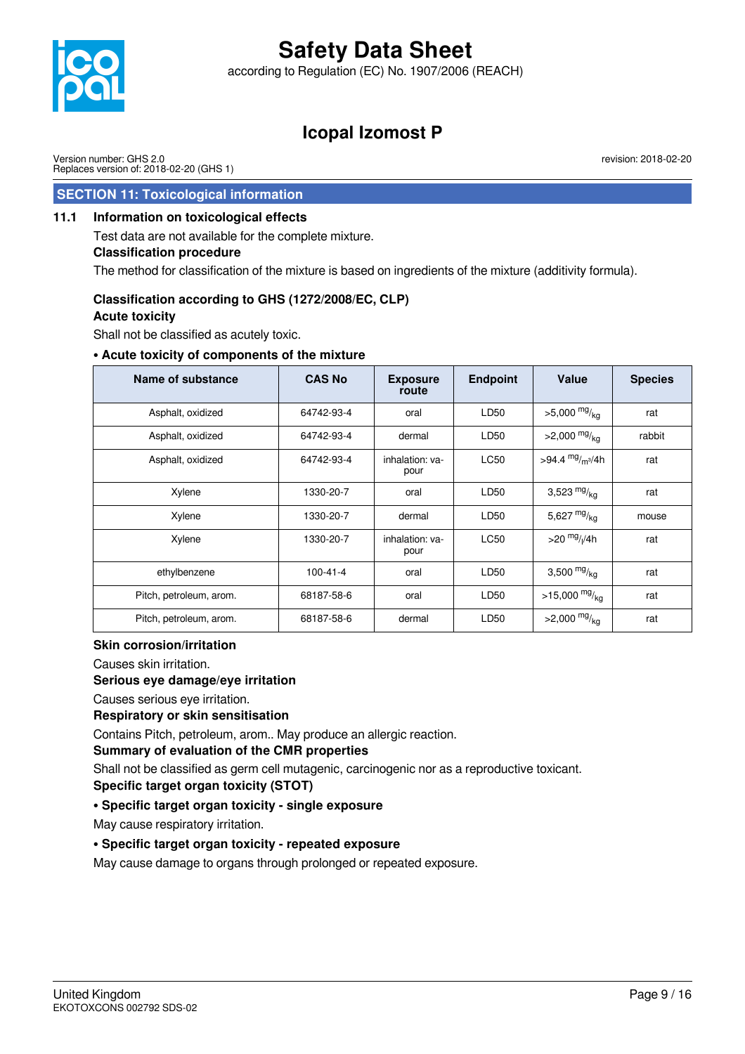## SECTION 11: Toxicological information

### 11.1 Information on toxicological effects

Test data are not available for the complete mixture.

**Classification procedure**

The method for classification of the mixture is based on ingredients of the mixture (additivity formula).

**Classification according to GHS (1272/2008/EC, CLP)**

**Acute toxicity**

Shall not be classified as acutely toxic.

**• Acute toxicity of components of the mixture**

| Name of substance | CAS No | Exposure route | Endpoint | Value | Species |
|---|---|---|---|---|---|
| Asphalt, oxidized | 64742-93-4 | oral | LD50 | >5,000 mg/kg | rat |
| Asphalt, oxidized | 64742-93-4 | dermal | LD50 | >2,000 mg/kg | rabbit |
| Asphalt, oxidized | 64742-93-4 | inhalation: vapour | LC50 | >94.4 $mg/m^3$/4h | rat |
| Xylene | 1330-20-7 | oral | LD50 | 3,523 mg/kg | rat |
| Xylene | 1330-20-7 | dermal | LD50 | 5,627 mg/kg | mouse |
| Xylene | 1330-20-7 | inhalation: vapour | LC50 | >20 mg/l/4h | rat |
| ethylbenzene | 100-41-4 | oral | LD50 | 3,500 mg/kg | rat |
| Pitch, petroleum, arom. | 68187-58-6 | oral | LD50 | >15,000 mg/kg | rat |
| Pitch, petroleum, arom. | 68187-58-6 | dermal | LD50 | >2,000 mg/kg | rat |

**Skin corrosion/irritation**

Causes skin irritation.

**Serious eye damage/eye irritation**

Causes serious eye irritation.

**Respiratory or skin sensitisation**

Contains Pitch, petroleum, arom.. May produce an allergic reaction.

**Summary of evaluation of the CMR properties**

Shall not be classified as germ cell mutagenic, carcinogenic nor as a reproductive toxicant.

**Specific target organ toxicity (STOT)**

**• Specific target organ toxicity - single exposure**

May cause respiratory irritation.

**• Specific target organ toxicity - repeated exposure**

May cause damage to organs through prolonged or repeated exposure.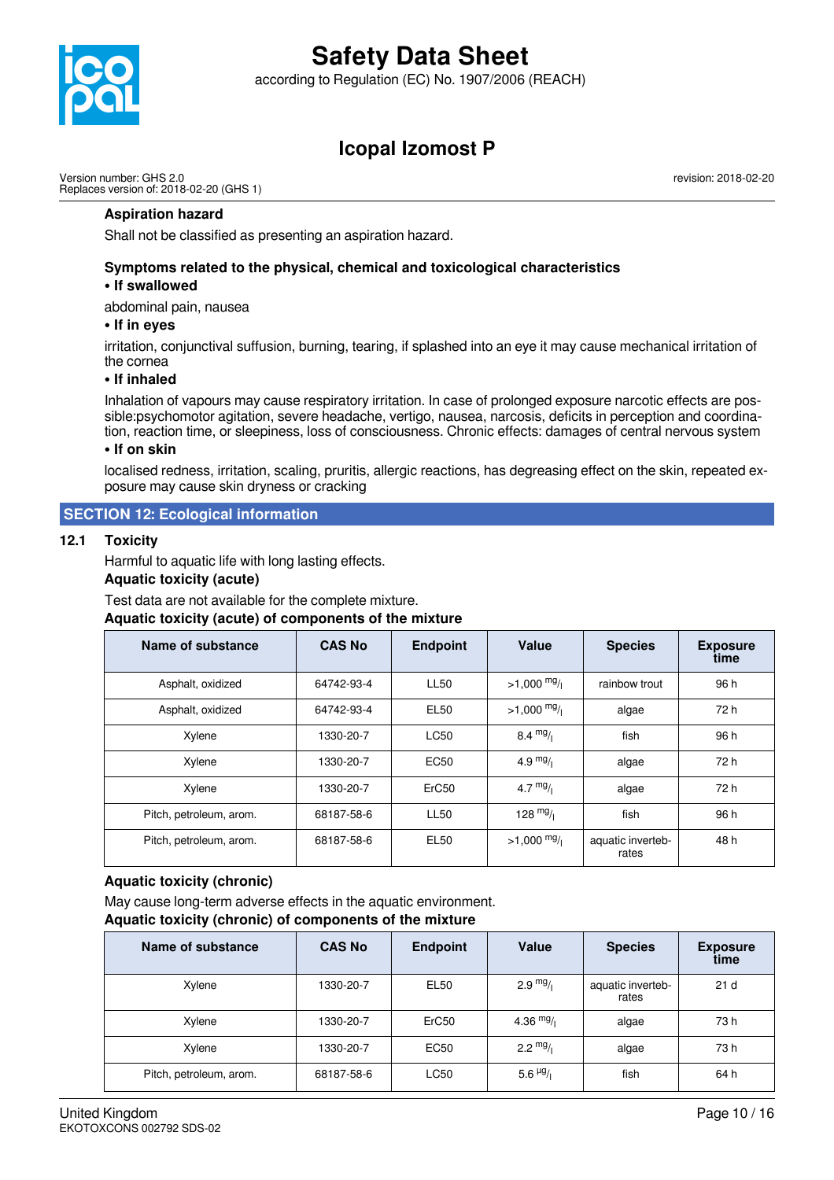**Aspiration hazard**

Shall not be classified as presenting an aspiration hazard.

**Symptoms related to the physical, chemical and toxicological characteristics**

**• If swallowed**

abdominal pain, nausea

**• If in eyes**

irritation, conjunctival suffusion, burning, tearing, if splashed into an eye it may cause mechanical irritation of the cornea

**• If inhaled**

Inhalation of vapours may cause respiratory irritation. In case of prolonged exposure narcotic effects are possible:psychomotor agitation, severe headache, vertigo, nausea, narcosis, deficits in perception and coordination, reaction time, or sleepiness, loss of consciousness. Chronic effects: damages of central nervous system

**• If on skin**

localised redness, irritation, scaling, pruritis, allergic reactions, has degreasing effect on the skin, repeated exposure may cause skin dryness or cracking

## SECTION 12: Ecological information

### 12.1 Toxicity

Harmful to aquatic life with long lasting effects.

**Aquatic toxicity (acute)**

Test data are not available for the complete mixture.

**Aquatic toxicity (acute) of components of the mixture**

| Name of substance | CAS No | Endpoint | Value | Species | Exposure time |
|---|---|---|---|---|---|
| Asphalt, oxidized | 64742-93-4 | LL50 | >1,000 mg/l | rainbow trout | 96 h |
| Asphalt, oxidized | 64742-93-4 | EL50 | >1,000 mg/l | algae | 72 h |
| Xylene | 1330-20-7 | LC50 | 8.4 mg/l | fish | 96 h |
| Xylene | 1330-20-7 | EC50 | 4.9 mg/l | algae | 72 h |
| Xylene | 1330-20-7 | ErC50 | 4.7 mg/l | algae | 72 h |
| Pitch, petroleum, arom. | 68187-58-6 | LL50 | 128 mg/l | fish | 96 h |
| Pitch, petroleum, arom. | 68187-58-6 | EL50 | >1,000 mg/l | aquatic invertebrates | 48 h |

**Aquatic toxicity (chronic)**

May cause long-term adverse effects in the aquatic environment.

**Aquatic toxicity (chronic) of components of the mixture**

| Name of substance | CAS No | Endpoint | Value | Species | Exposure time |
|---|---|---|---|---|---|
| Xylene | 1330-20-7 | EL50 | 2.9 mg/l | aquatic invertebrates | 21 d |
| Xylene | 1330-20-7 | ErC50 | 4.36 mg/l | algae | 73 h |
| Xylene | 1330-20-7 | EC50 | 2.2 mg/l | algae | 73 h |
| Pitch, petroleum, arom. | 68187-58-6 | LC50 | 5.6 µg/l | fish | 64 h |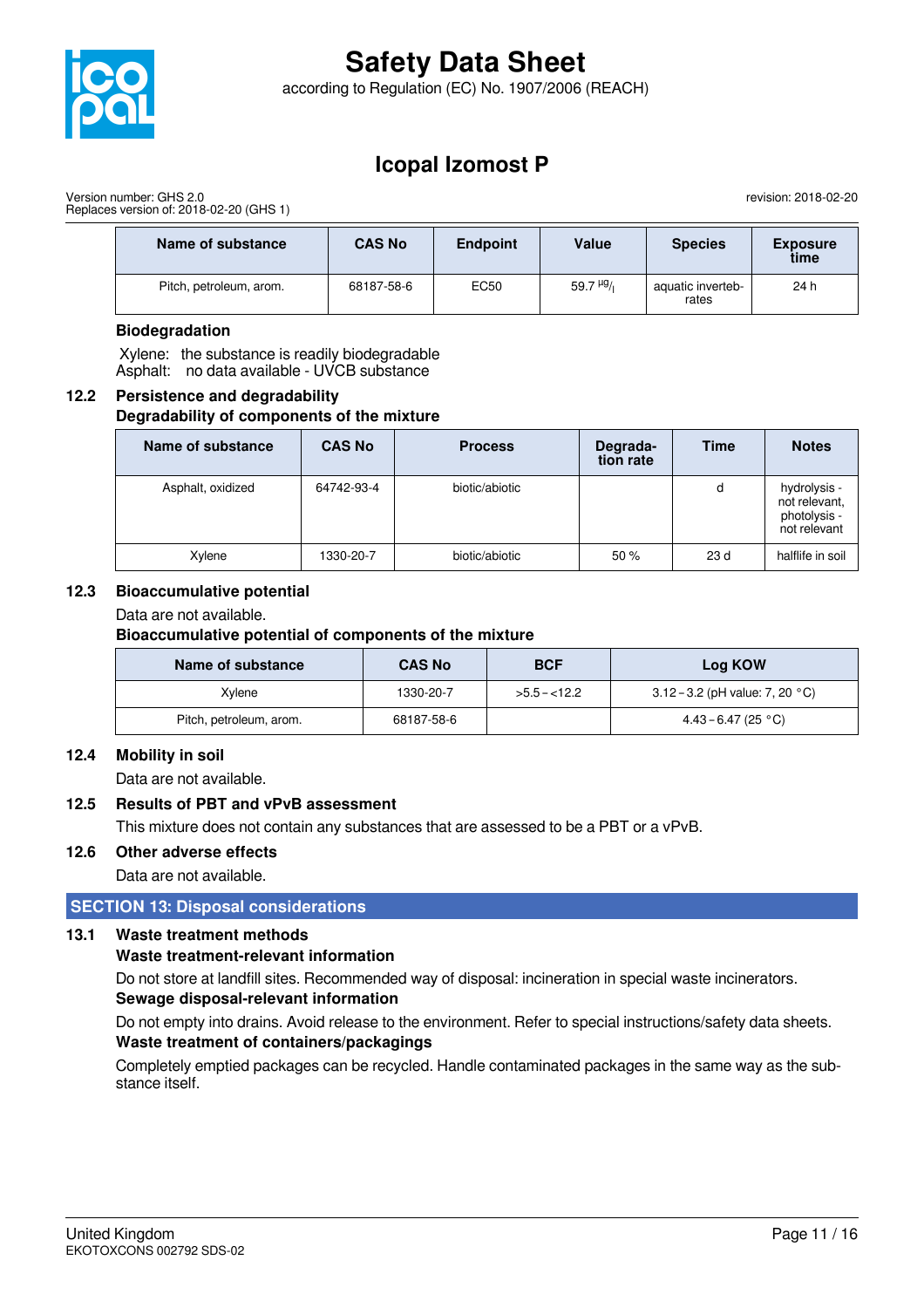| Name of substance | CAS No | Endpoint | Value | Species | Exposure time |
|---|---|---|---|---|---|
| Pitch, petroleum, arom. | 68187-58-6 | EC50 | 59.7 $^{\mu g}/_{l}$ | aquatic invertebrates | 24 h |

**Biodegradation**

Xylene: the substance is readily biodegradable
Asphalt: no data available - UVCB substance

## 12.2 Persistence and degradability

**Degradability of components of the mixture**

| Name of substance | CAS No | Process | Degradation rate | Time | Notes |
|---|---|---|---|---|---|
| Asphalt, oxidized | 64742-93-4 | biotic/abiotic | | d | hydrolysis - not relevant, photolysis - not relevant |
| Xylene | 1330-20-7 | biotic/abiotic | 50 % | 23 d | halflife in soil |

## 12.3 Bioaccumulative potential

Data are not available.

**Bioaccumulative potential of components of the mixture**

| Name of substance | CAS No | BCF | Log KOW |
|---|---|---|---|
| Xylene | 1330-20-7 | >5.5 – <12.2 | 3.12 – 3.2 (pH value: 7, 20 °C) |
| Pitch, petroleum, arom. | 68187-58-6 | | 4.43 – 6.47 (25 °C) |

## 12.4 Mobility in soil

Data are not available.

## 12.5 Results of PBT and vPvB assessment

This mixture does not contain any substances that are assessed to be a PBT or a vPvB.

## 12.6 Other adverse effects

Data are not available.

# SECTION 13: Disposal considerations

## 13.1 Waste treatment methods

**Waste treatment-relevant information**

Do not store at landfill sites. Recommended way of disposal: incineration in special waste incinerators.

**Sewage disposal-relevant information**

Do not empty into drains. Avoid release to the environment. Refer to special instructions/safety data sheets.

**Waste treatment of containers/packagings**

Completely emptied packages can be recycled. Handle contaminated packages in the same way as the substance itself.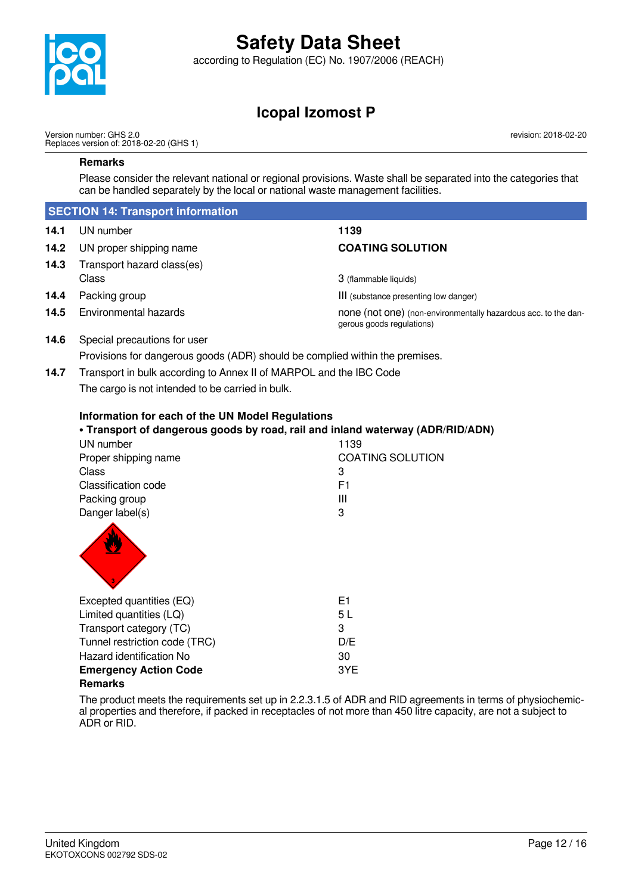### Remarks

Please consider the relevant national or regional provisions. Waste shall be separated into the categories that can be handled separately by the local or national waste management facilities.

## SECTION 14: Transport information

| | | |
|---|---|---|
| **14.1** | UN number | **1139** |
| **14.2** | UN proper shipping name | **COATING SOLUTION** |
| **14.3** | Transport hazard class(es) | |
| | Class | 3 (flammable liquids) |
| **14.4** | Packing group | III (substance presenting low danger) |
| **14.5** | Environmental hazards | none (not one) (non-environmentally hazardous acc. to the dangerous goods regulations) |

**14.6** Special precautions for user

Provisions for dangerous goods (ADR) should be complied within the premises.

**14.7** Transport in bulk according to Annex II of MARPOL and the IBC Code

The cargo is not intended to be carried in bulk.

### Information for each of the UN Model Regulations

**• Transport of dangerous goods by road, rail and inland waterway (ADR/RID/ADN)**

| | |
|---|---|
| UN number | 1139 |
| Proper shipping name | COATING SOLUTION |
| Class | 3 |
| Classification code | F1 |
| Packing group | III |
| Danger label(s) | 3 |

| | |
|---|---|
| Excepted quantities (EQ) | E1 |
| Limited quantities (LQ) | 5 L |
| Transport category (TC) | 3 |
| Tunnel restriction code (TRC) | D/E |
| Hazard identification No | 30 |
| **Emergency Action Code** | 3YE |

**Remarks**

The product meets the requirements set up in 2.2.3.1.5 of ADR and RID agreements in terms of physiochemical properties and therefore, if packed in receptacles of not more than 450 litre capacity, are not a subject to ADR or RID.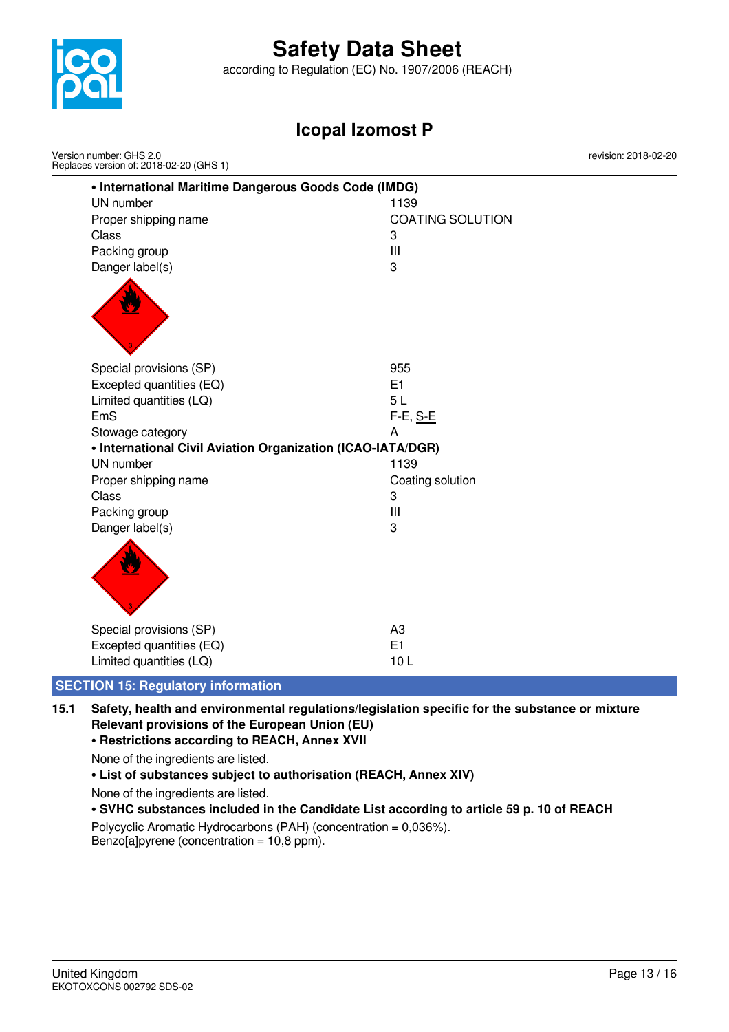**• International Maritime Dangerous Goods Code (IMDG)**

| | |
|---|---|
| UN number | 1139 |
| Proper shipping name | COATING SOLUTION |
| Class | 3 |
| Packing group | III |
| Danger label(s) | 3 |
| Special provisions (SP) | 955 |
| Excepted quantities (EQ) | E1 |
| Limited quantities (LQ) | 5 L |
| EmS | F-E, S-E |
| Stowage category | A |

**• International Civil Aviation Organization (ICAO-IATA/DGR)**

| | |
|---|---|
| UN number | 1139 |
| Proper shipping name | Coating solution |
| Class | 3 |
| Packing group | III |
| Danger label(s) | 3 |
| Special provisions (SP) | A3 |
| Excepted quantities (EQ) | E1 |
| Limited quantities (LQ) | 10 L |

## SECTION 15: Regulatory information

### 15.1 Safety, health and environmental regulations/legislation specific for the substance or mixture

**Relevant provisions of the European Union (EU)**

**• Restrictions according to REACH, Annex XVII**

None of the ingredients are listed.

**• List of substances subject to authorisation (REACH, Annex XIV)**

None of the ingredients are listed.

**• SVHC substances included in the Candidate List according to article 59 p. 10 of REACH**

Polycyclic Aromatic Hydrocarbons (PAH) (concentration = 0,036%).
Benzo[a]pyrene (concentration = 10,8 ppm).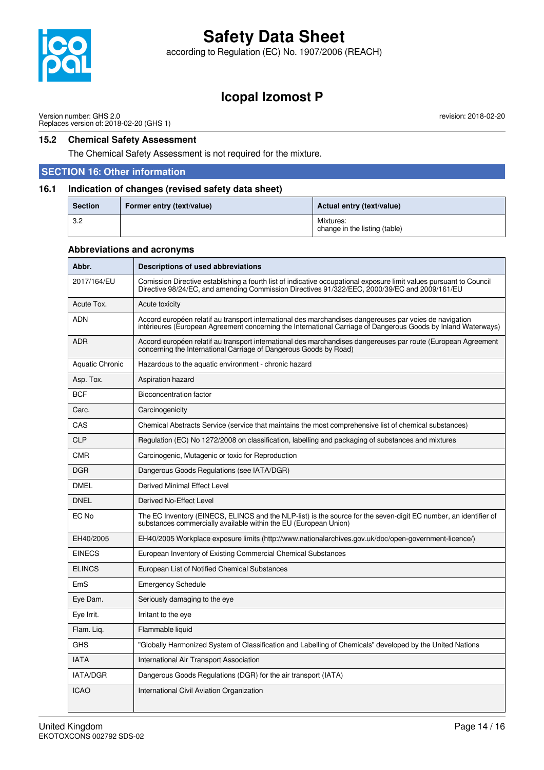### 15.2 Chemical Safety Assessment

The Chemical Safety Assessment is not required for the mixture.

## SECTION 16: Other information

### 16.1 Indication of changes (revised safety data sheet)

| Section | Former entry (text/value) | Actual entry (text/value) |
|---|---|---|
| 3.2 | | Mixtures:<br>change in the listing (table) |

**Abbreviations and acronyms**

| Abbr. | Descriptions of used abbreviations |
|---|---|
| 2017/164/EU | Comission Directive establishing a fourth list of indicative occupational exposure limit values pursuant to Council Directive 98/24/EC, and amending Commission Directives 91/322/EEC, 2000/39/EC and 2009/161/EU |
| Acute Tox. | Acute toxicity |
| ADN | Accord européen relatif au transport international des marchandises dangereuses par voies de navigation intérieures (European Agreement concerning the International Carriage of Dangerous Goods by Inland Waterways) |
| ADR | Accord européen relatif au transport international des marchandises dangereuses par route (European Agreement concerning the International Carriage of Dangerous Goods by Road) |
| Aquatic Chronic | Hazardous to the aquatic environment - chronic hazard |
| Asp. Tox. | Aspiration hazard |
| BCF | Bioconcentration factor |
| Carc. | Carcinogenicity |
| CAS | Chemical Abstracts Service (service that maintains the most comprehensive list of chemical substances) |
| CLP | Regulation (EC) No 1272/2008 on classification, labelling and packaging of substances and mixtures |
| CMR | Carcinogenic, Mutagenic or toxic for Reproduction |
| DGR | Dangerous Goods Regulations (see IATA/DGR) |
| DMEL | Derived Minimal Effect Level |
| DNEL | Derived No-Effect Level |
| EC No | The EC Inventory (EINECS, ELINCS and the NLP-list) is the source for the seven-digit EC number, an identifier of substances commercially available within the EU (European Union) |
| EH40/2005 | EH40/2005 Workplace exposure limits (http://www.nationalarchives.gov.uk/doc/open-government-licence/) |
| EINECS | European Inventory of Existing Commercial Chemical Substances |
| ELINCS | European List of Notified Chemical Substances |
| EmS | Emergency Schedule |
| Eye Dam. | Seriously damaging to the eye |
| Eye Irrit. | Irritant to the eye |
| Flam. Liq. | Flammable liquid |
| GHS | "Globally Harmonized System of Classification and Labelling of Chemicals" developed by the United Nations |
| IATA | International Air Transport Association |
| IATA/DGR | Dangerous Goods Regulations (DGR) for the air transport (IATA) |
| ICAO | International Civil Aviation Organization |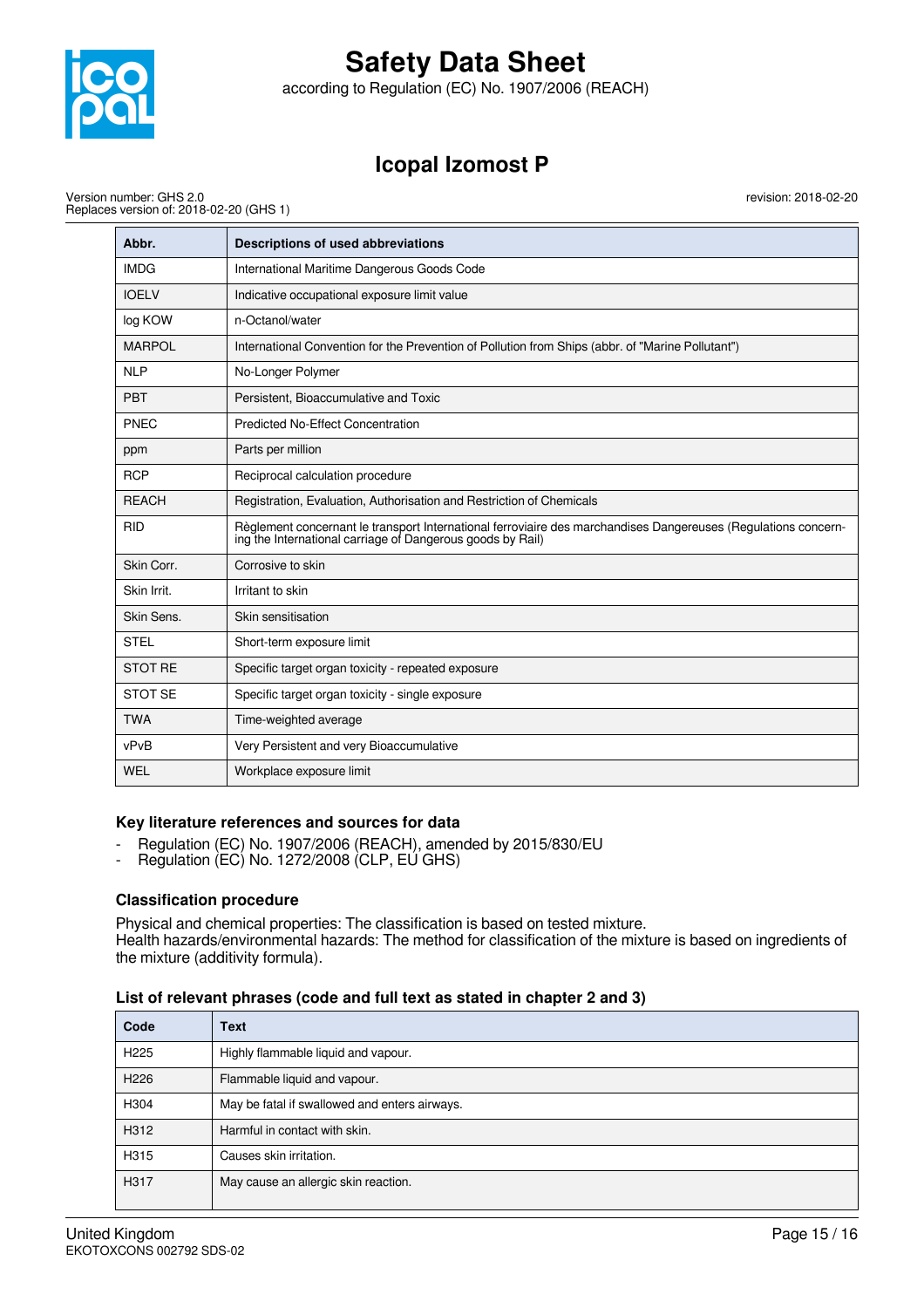| Abbr. | Descriptions of used abbreviations |
|---|---|
| IMDG | International Maritime Dangerous Goods Code |
| IOELV | Indicative occupational exposure limit value |
| log KOW | n-Octanol/water |
| MARPOL | International Convention for the Prevention of Pollution from Ships (abbr. of "Marine Pollutant") |
| NLP | No-Longer Polymer |
| PBT | Persistent, Bioaccumulative and Toxic |
| PNEC | Predicted No-Effect Concentration |
| ppm | Parts per million |
| RCP | Reciprocal calculation procedure |
| REACH | Registration, Evaluation, Authorisation and Restriction of Chemicals |
| RID | Règlement concernant le transport International ferroviaire des marchandises Dangereuses (Regulations concerning the International carriage of Dangerous goods by Rail) |
| Skin Corr. | Corrosive to skin |
| Skin Irrit. | Irritant to skin |
| Skin Sens. | Skin sensitisation |
| STEL | Short-term exposure limit |
| STOT RE | Specific target organ toxicity - repeated exposure |
| STOT SE | Specific target organ toxicity - single exposure |
| TWA | Time-weighted average |
| vPvB | Very Persistent and very Bioaccumulative |
| WEL | Workplace exposure limit |

### Key literature references and sources for data

- Regulation (EC) No. 1907/2006 (REACH), amended by 2015/830/EU
- Regulation (EC) No. 1272/2008 (CLP, EU GHS)

### Classification procedure

Physical and chemical properties: The classification is based on tested mixture.
Health hazards/environmental hazards: The method for classification of the mixture is based on ingredients of the mixture (additivity formula).

### List of relevant phrases (code and full text as stated in chapter 2 and 3)

| Code | Text |
|---|---|
| H225 | Highly flammable liquid and vapour. |
| H226 | Flammable liquid and vapour. |
| H304 | May be fatal if swallowed and enters airways. |
| H312 | Harmful in contact with skin. |
| H315 | Causes skin irritation. |
| H317 | May cause an allergic skin reaction. |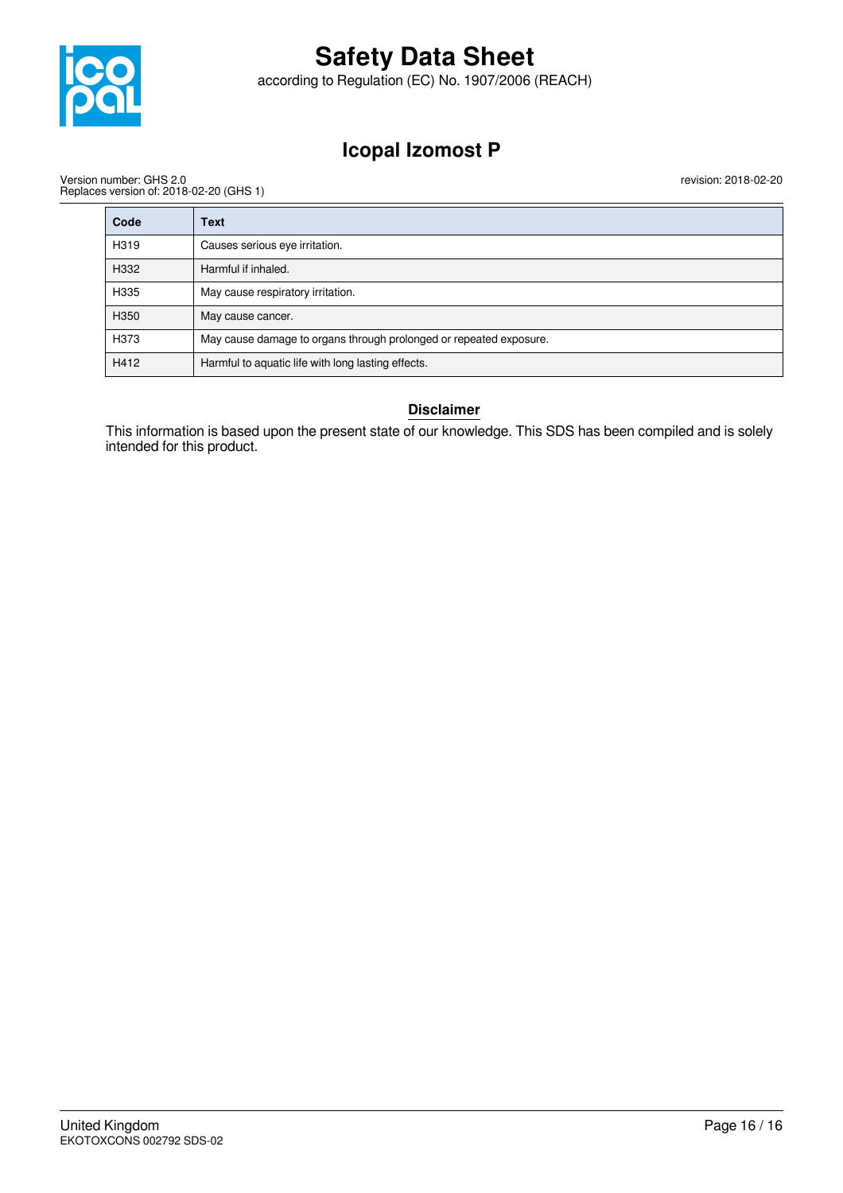| Code | Text |
|---|---|
| H319 | Causes serious eye irritation. |
| H332 | Harmful if inhaled. |
| H335 | May cause respiratory irritation. |
| H350 | May cause cancer. |
| H373 | May cause damage to organs through prolonged or repeated exposure. |
| H412 | Harmful to aquatic life with long lasting effects. |

## Disclaimer

This information is based upon the present state of our knowledge. This SDS has been compiled and is solely intended for this product.